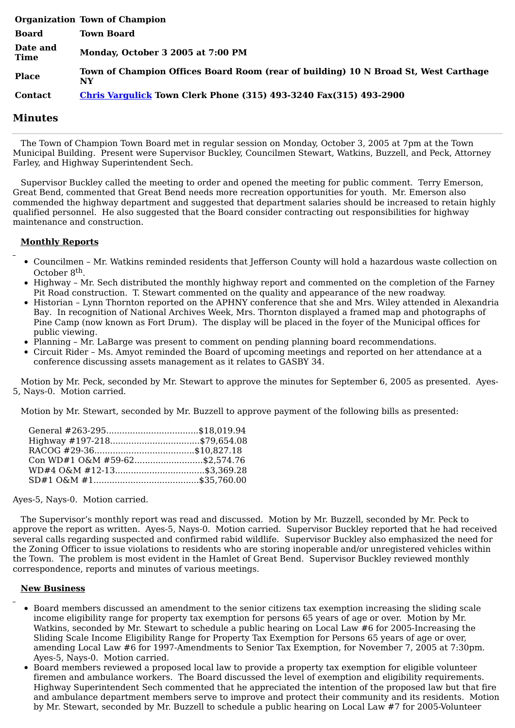| | |
|---|---|
| **Organization** | **Town of Champion** |
| **Board** | **Town Board** |
| **Date and Time** | **Monday, October 3 2005 at 7:00 PM** |
| **Place** | **Town of Champion Offices Board Room (rear of building) 10 N Broad St, West Carthage NY** |
| **Contact** | **[Chris Vargulick](#) Town Clerk Phone (315) 493-3240 Fax(315) 493-2900** |

## Minutes

The Town of Champion Town Board met in regular session on Monday, October 3, 2005 at 7pm at the Town Municipal Building. Present were Supervisor Buckley, Councilmen Stewart, Watkins, Buzzell, and Peck, Attorney Farley, and Highway Superintendent Sech.

Supervisor Buckley called the meeting to order and opened the meeting for public comment. Terry Emerson, Great Bend, commented that Great Bend needs more recreation opportunities for youth. Mr. Emerson also commended the highway department and suggested that department salaries should be increased to retain highly qualified personnel. He also suggested that the Board consider contracting out responsibilities for highway maintenance and construction.

**Monthly Reports**

- Councilmen – Mr. Watkins reminded residents that Jefferson County will hold a hazardous waste collection on October 8th.
- Highway – Mr. Sech distributed the monthly highway report and commented on the completion of the Farney Pit Road construction. T. Stewart commented on the quality and appearance of the new roadway.
- Historian – Lynn Thornton reported on the APHNY conference that she and Mrs. Wiley attended in Alexandria Bay. In recognition of National Archives Week, Mrs. Thornton displayed a framed map and photographs of Pine Camp (now known as Fort Drum). The display will be placed in the foyer of the Municipal offices for public viewing.
- Planning – Mr. LaBarge was present to comment on pending planning board recommendations.
- Circuit Rider – Ms. Amyot reminded the Board of upcoming meetings and reported on her attendance at a conference discussing assets management as it relates to GASBY 34.

Motion by Mr. Peck, seconded by Mr. Stewart to approve the minutes for September 6, 2005 as presented. Ayes-5, Nays-0. Motion carried.

Motion by Mr. Stewart, seconded by Mr. Buzzell to approve payment of the following bills as presented:

General #263-295...................................$18,019.94
Highway #197-218..................................$79,654.08
RACOG #29-36......................................$10,827.18
Con WD#1 O&M #59-62..........................$2,574.76
WD#4 O&M #12-13..................................$3,369.28
SD#1 O&M #1........................................$35,760.00

Ayes-5, Nays-0. Motion carried.

The Supervisor's monthly report was read and discussed. Motion by Mr. Buzzell, seconded by Mr. Peck to approve the report as written. Ayes-5, Nays-0. Motion carried. Supervisor Buckley reported that he had received several calls regarding suspected and confirmed rabid wildlife. Supervisor Buckley also emphasized the need for the Zoning Officer to issue violations to residents who are storing inoperable and/or unregistered vehicles within the Town. The problem is most evident in the Hamlet of Great Bend. Supervisor Buckley reviewed monthly correspondence, reports and minutes of various meetings.

**New Business**

- Board members discussed an amendment to the senior citizens tax exemption increasing the sliding scale income eligibility range for property tax exemption for persons 65 years of age or over. Motion by Mr. Watkins, seconded by Mr. Stewart to schedule a public hearing on Local Law #6 for 2005-Increasing the Sliding Scale Income Eligibility Range for Property Tax Exemption for Persons 65 years of age or over, amending Local Law #6 for 1997-Amendments to Senior Tax Exemption, for November 7, 2005 at 7:30pm. Ayes-5, Nays-0. Motion carried.
- Board members reviewed a proposed local law to provide a property tax exemption for eligible volunteer firemen and ambulance workers. The Board discussed the level of exemption and eligibility requirements. Highway Superintendent Sech commented that he appreciated the intention of the proposed law but that fire and ambulance department members serve to improve and protect their community and its residents. Motion by Mr. Stewart, seconded by Mr. Buzzell to schedule a public hearing on Local Law #7 for 2005-Volunteer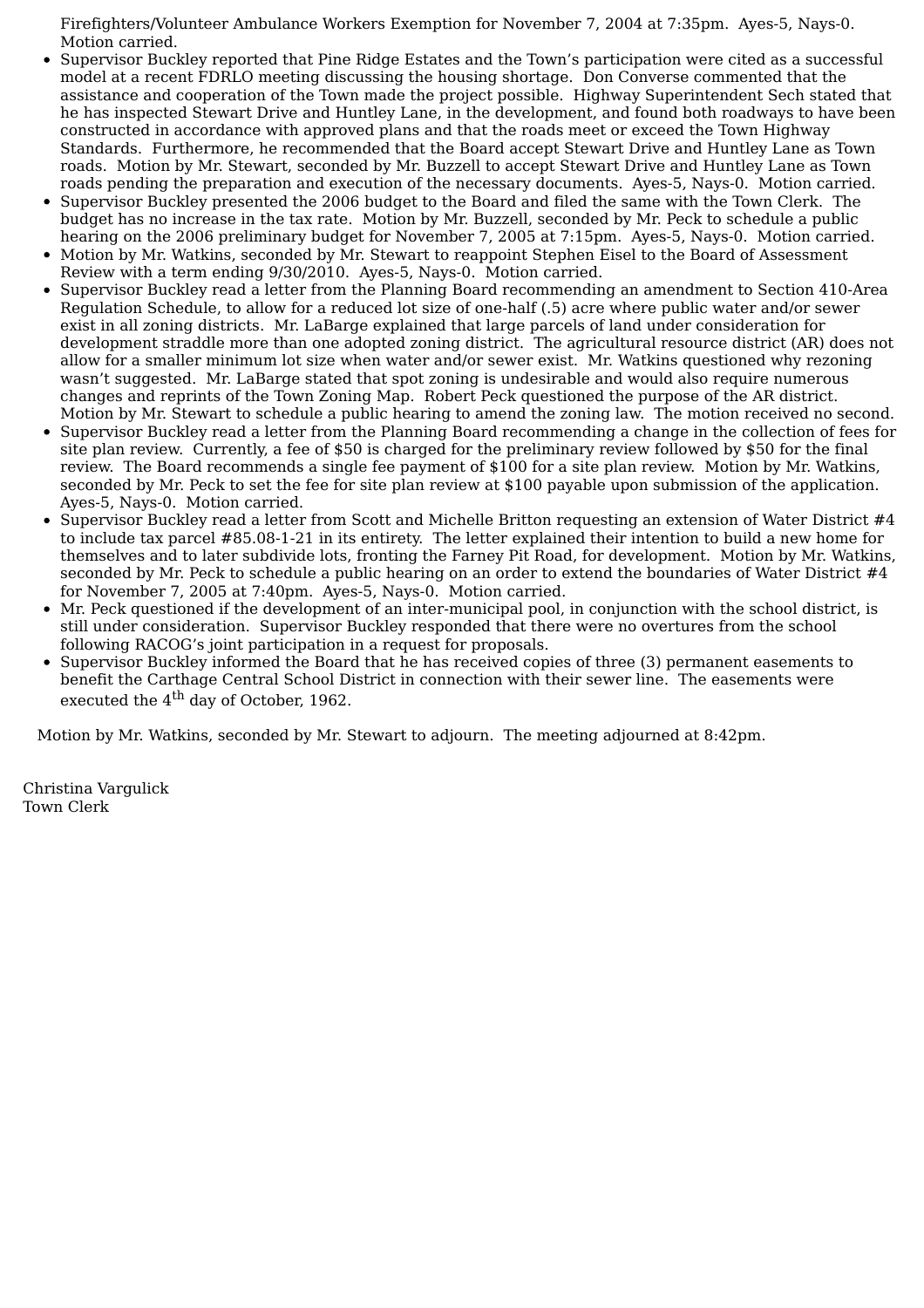Firefighters/Volunteer Ambulance Workers Exemption for November 7, 2004 at 7:35pm. Ayes-5, Nays-0. Motion carried.

- Supervisor Buckley reported that Pine Ridge Estates and the Town's participation were cited as a successful model at a recent FDRLO meeting discussing the housing shortage. Don Converse commented that the assistance and cooperation of the Town made the project possible. Highway Superintendent Sech stated that he has inspected Stewart Drive and Huntley Lane, in the development, and found both roadways to have been constructed in accordance with approved plans and that the roads meet or exceed the Town Highway Standards. Furthermore, he recommended that the Board accept Stewart Drive and Huntley Lane as Town roads. Motion by Mr. Stewart, seconded by Mr. Buzzell to accept Stewart Drive and Huntley Lane as Town roads pending the preparation and execution of the necessary documents. Ayes-5, Nays-0. Motion carried.
- Supervisor Buckley presented the 2006 budget to the Board and filed the same with the Town Clerk. The budget has no increase in the tax rate. Motion by Mr. Buzzell, seconded by Mr. Peck to schedule a public hearing on the 2006 preliminary budget for November 7, 2005 at 7:15pm. Ayes-5, Nays-0. Motion carried.
- Motion by Mr. Watkins, seconded by Mr. Stewart to reappoint Stephen Eisel to the Board of Assessment Review with a term ending 9/30/2010. Ayes-5, Nays-0. Motion carried.
- Supervisor Buckley read a letter from the Planning Board recommending an amendment to Section 410-Area Regulation Schedule, to allow for a reduced lot size of one-half (.5) acre where public water and/or sewer exist in all zoning districts. Mr. LaBarge explained that large parcels of land under consideration for development straddle more than one adopted zoning district. The agricultural resource district (AR) does not allow for a smaller minimum lot size when water and/or sewer exist. Mr. Watkins questioned why rezoning wasn't suggested. Mr. LaBarge stated that spot zoning is undesirable and would also require numerous changes and reprints of the Town Zoning Map. Robert Peck questioned the purpose of the AR district. Motion by Mr. Stewart to schedule a public hearing to amend the zoning law. The motion received no second.
- Supervisor Buckley read a letter from the Planning Board recommending a change in the collection of fees for site plan review. Currently, a fee of $50 is charged for the preliminary review followed by $50 for the final review. The Board recommends a single fee payment of $100 for a site plan review. Motion by Mr. Watkins, seconded by Mr. Peck to set the fee for site plan review at $100 payable upon submission of the application. Ayes-5, Nays-0. Motion carried.
- Supervisor Buckley read a letter from Scott and Michelle Britton requesting an extension of Water District #4 to include tax parcel #85.08-1-21 in its entirety. The letter explained their intention to build a new home for themselves and to later subdivide lots, fronting the Farney Pit Road, for development. Motion by Mr. Watkins, seconded by Mr. Peck to schedule a public hearing on an order to extend the boundaries of Water District #4 for November 7, 2005 at 7:40pm. Ayes-5, Nays-0. Motion carried.
- Mr. Peck questioned if the development of an inter-municipal pool, in conjunction with the school district, is still under consideration. Supervisor Buckley responded that there were no overtures from the school following RACOG's joint participation in a request for proposals.
- Supervisor Buckley informed the Board that he has received copies of three (3) permanent easements to benefit the Carthage Central School District in connection with their sewer line. The easements were executed the 4th day of October, 1962.

Motion by Mr. Watkins, seconded by Mr. Stewart to adjourn. The meeting adjourned at 8:42pm.

Christina Vargulick
Town Clerk